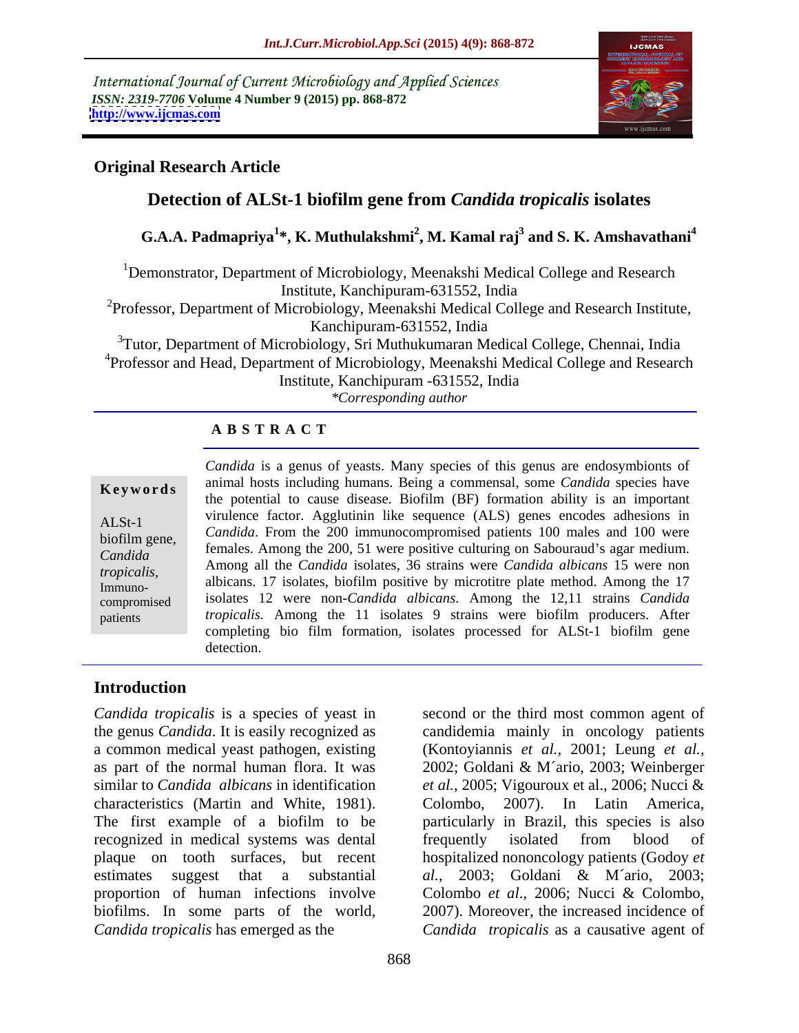International Journal of Current Microbiology and Applied Sciences
*ISSN: 2319-7706* **Volume 4 Number 9 (2015) pp. 868-872**
**http://www.ijcmas.com**

**Original Research Article**

# Detection of ALSt-1 biofilm gene from *Candida tropicalis* isolates

**G.A.A. Padmapriya[1]\*, K. Muthulakshmi[2], M. Kamal raj[3] and S. K. Amshavathani[4]**

[1]Demonstrator, Department of Microbiology, Meenakshi Medical College and Research Institute, Kanchipuram-631552, India

[2]Professor, Department of Microbiology, Meenakshi Medical College and Research Institute, Kanchipuram-631552, India

[3]Tutor, Department of Microbiology, Sri Muthukumaran Medical College, Chennai, India

[4]Professor and Head, Department of Microbiology, Meenakshi Medical College and Research Institute, Kanchipuram -631552, India

*\*Corresponding author*

## ABSTRACT

**Keywords**

ALSt-1 biofilm gene, *Candida tropicalis,* Immuno-compromised patients

*Candida* is a genus of yeasts. Many species of this genus are endosymbionts of animal hosts including humans. Being a commensal, some *Candida* species have the potential to cause disease. Biofilm (BF) formation ability is an important virulence factor. Agglutinin like sequence (ALS) genes encodes adhesions in *Candida*. From the 200 immunocompromised patients 100 males and 100 were females. Among the 200, 51 were positive culturing on Sabouraud's agar medium. Among all the *Candida* isolates, 36 strains were *Candida albicans* 15 were non albicans. 17 isolates, biofilm positive by microtitre plate method. Among the 17 isolates 12 were non-*Candida albicans*. Among the 12,11 strains *Candida tropicalis.* Among the 11 isolates 9 strains were biofilm producers. After completing bio film formation, isolates processed for ALSt-1 biofilm gene detection.

## Introduction

*Candida tropicalis* is a species of yeast in the genus *Candida*. It is easily recognized as a common medical yeast pathogen, existing as part of the normal human flora. It was similar to *Candida albicans* in identification characteristics (Martin and White, 1981). The first example of a biofilm to be recognized in medical systems was dental plaque on tooth surfaces, but recent estimates suggest that a substantial proportion of human infections involve biofilms. In some parts of the world, *Candida tropicalis* has emerged as the second or the third most common agent of candidemia mainly in oncology patients (Kontoyiannis *et al.,* 2001; Leung *et al.*, 2002; Goldani & M´ario, 2003; Weinberger *et al.*, 2005; Vigouroux et al., 2006; Nucci & Colombo, 2007). In Latin America, particularly in Brazil, this species is also frequently isolated from blood of hospitalized nononcology patients (Godoy *et al.,* 2003; Goldani & M´ario, 2003; Colombo *et al*., 2006; Nucci & Colombo, 2007). Moreover, the increased incidence of *Candida tropicalis* as a causative agent of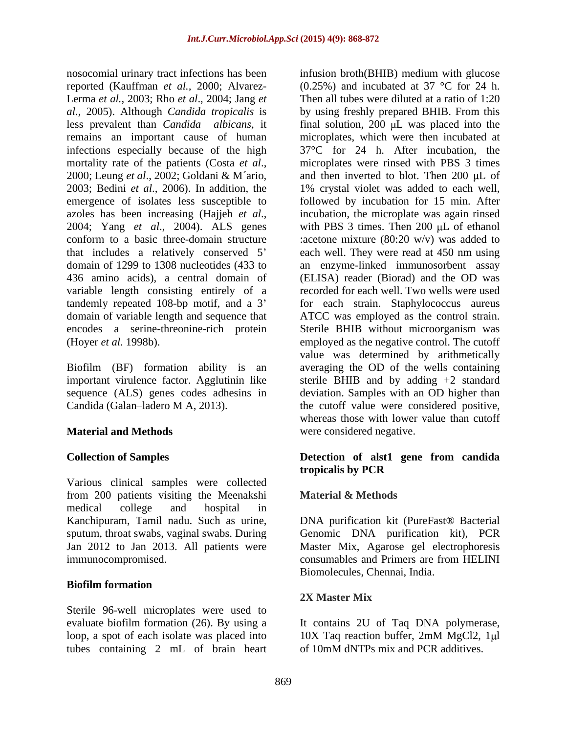nosocomial urinary tract infections has been reported (Kauffman *et al.,* 2000; Alvarez-Lerma *et al.,* 2003; Rho *et al*., 2004; Jang *et al.,* 2005). Although *Candida tropicalis* is less prevalent than *Candida albicans*, it remains an important cause of human infections especially because of the high mortality rate of the patients (Costa *et al*., 2000; Leung *et al*., 2002; Goldani & M´ario, 2003; Bedini *et al*., 2006). In addition, the emergence of isolates less susceptible to azoles has been increasing (Hajjeh *et al*., 2004; Yang *et al*., 2004). ALS genes conform to a basic three-domain structure that includes a relatively conserved 5' domain of 1299 to 1308 nucleotides (433 to 436 amino acids), a central domain of variable length consisting entirely of a tandemly repeated 108-bp motif, and a 3' domain of variable length and sequence that encodes a serine-threonine-rich protein (Hoyer *et al.* 1998b).

Biofilm (BF) formation ability is an important virulence factor. Agglutinin like sequence (ALS) genes codes adhesins in Candida (Galan–ladero M A, 2013).

## Material and Methods

### Collection of Samples

Various clinical samples were collected from 200 patients visiting the Meenakshi medical college and hospital in Kanchipuram, Tamil nadu. Such as urine, sputum, throat swabs, vaginal swabs. During Jan 2012 to Jan 2013. All patients were immunocompromised.

### Biofilm formation

Sterile 96-well microplates were used to evaluate biofilm formation (26). By using a loop, a spot of each isolate was placed into tubes containing 2 mL of brain heart infusion broth(BHIB) medium with glucose (0.25%) and incubated at 37 °C for 24 h. Then all tubes were diluted at a ratio of 1:20 by using freshly prepared BHIB. From this final solution, 200 μL was placed into the microplates, which were then incubated at 37°C for 24 h. After incubation, the microplates were rinsed with PBS 3 times and then inverted to blot. Then 200 μL of 1% crystal violet was added to each well, followed by incubation for 15 min. After incubation, the microplate was again rinsed with PBS 3 times. Then 200 μL of ethanol :acetone mixture (80:20 w/v) was added to each well. They were read at 450 nm using an enzyme-linked immunosorbent assay (ELISA) reader (Biorad) and the OD was recorded for each well. Two wells were used for each strain. Staphylococcus aureus ATCC was employed as the control strain. Sterile BHIB without microorganism was employed as the negative control. The cutoff value was determined by arithmetically averaging the OD of the wells containing sterile BHIB and by adding +2 standard deviation. Samples with an OD higher than the cutoff value were considered positive, whereas those with lower value than cutoff were considered negative.

### Detection of alst1 gene from candida tropicalis by PCR

### Material & Methods

DNA purification kit (PureFast® Bacterial Genomic DNA purification kit), PCR Master Mix, Agarose gel electrophoresis consumables and Primers are from HELINI Biomolecules, Chennai, India.

### 2X Master Mix

It contains 2U of Taq DNA polymerase, 10X Taq reaction buffer, 2mM $MgCl_2$, 1μl of 10mM dNTPs mix and PCR additives.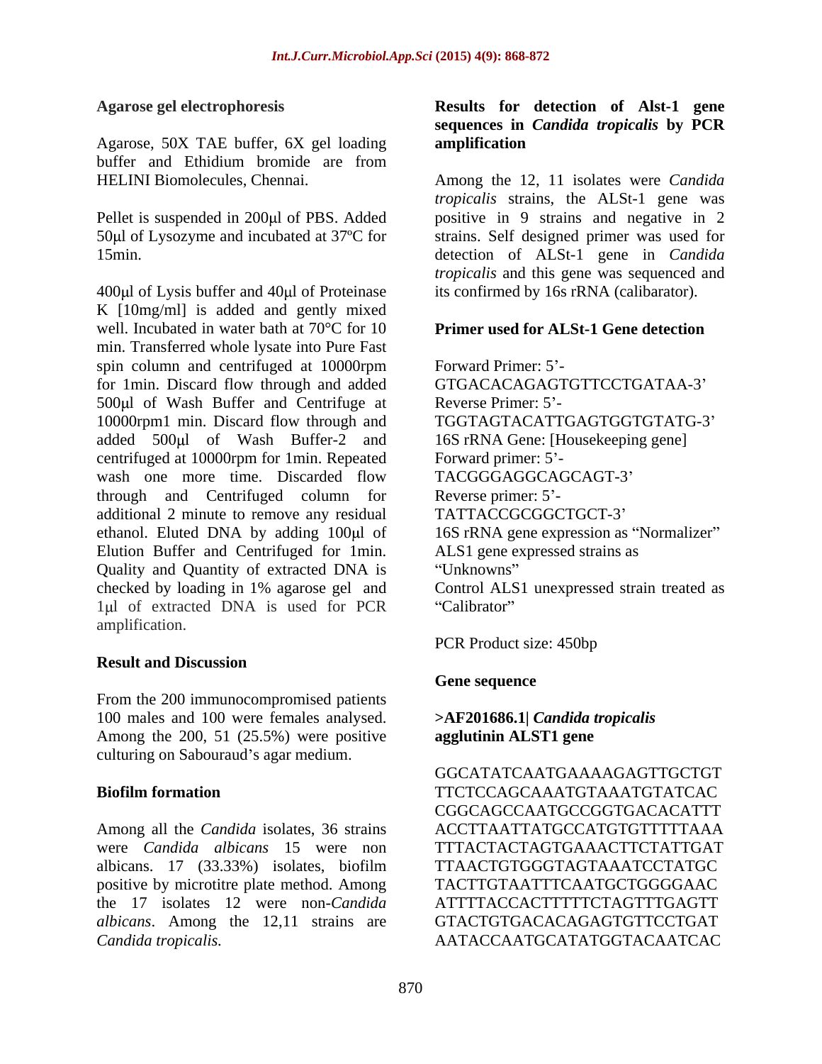### Agarose gel electrophoresis

Agarose, 50X TAE buffer, 6X gel loading buffer and Ethidium bromide are from HELINI Biomolecules, Chennai.

Pellet is suspended in 200μl of PBS. Added 50μl of Lysozyme and incubated at 37ºC for 15min.

400μl of Lysis buffer and 40μl of Proteinase K [10mg/ml] is added and gently mixed well. Incubated in water bath at 70°C for 10 min. Transferred whole lysate into Pure Fast spin column and centrifuged at 10000rpm for 1min. Discard flow through and added 500μl of Wash Buffer and Centrifuge at 10000rpm1 min. Discard flow through and added 500μl of Wash Buffer-2 and centrifuged at 10000rpm for 1min. Repeated wash one more time. Discarded flow through and Centrifuged column for additional 2 minute to remove any residual ethanol. Eluted DNA by adding 100μl of Elution Buffer and Centrifuged for 1min. Quality and Quantity of extracted DNA is checked by loading in 1% agarose gel and 1μl of extracted DNA is used for PCR amplification.

## Result and Discussion

From the 200 immunocompromised patients 100 males and 100 were females analysed. Among the 200, 51 (25.5%) were positive culturing on Sabouraud's agar medium.

### Biofilm formation

Among all the *Candida* isolates, 36 strains were *Candida albicans* 15 were non albicans. 17 (33.33%) isolates, biofilm positive by microtitre plate method. Among the 17 isolates 12 were non-*Candida albicans*. Among the 12,11 strains are *Candida tropicalis.*

### Results for detection of Alst-1 gene sequences in *Candida tropicalis* by PCR amplification

Among the 12, 11 isolates were *Candida tropicalis* strains, the ALSt-1 gene was positive in 9 strains and negative in 2 strains. Self designed primer was used for detection of ALSt-1 gene in *Candida tropicalis* and this gene was sequenced and its confirmed by 16s rRNA (calibarator).

### Primer used for ALSt-1 Gene detection

Forward Primer: 5'-GTGACACAGAGTGTTCCTGATAA-3'
Reverse Primer: 5'-TGGTAGTACATTGAGTGGTGTATG-3'
16S rRNA Gene: [Housekeeping gene]
Forward primer: 5'-TACGGGAGGCAGCAGT-3'
Reverse primer: 5'-TATTACCGCGGCTGCT-3'
16S rRNA gene expression as "Normalizer"
ALS1 gene expressed strains as "Unknowns"
Control ALS1 unexpressed strain treated as "Calibrator"

PCR Product size: 450bp

### Gene sequence

**>AF201686.1| *Candida tropicalis* agglutinin ALST1 gene**

GGCATATCAATGAAAAGAGTTGCTGT
TTCTCCAGCAAATGTAAATGTATCAC
CGGCAGCCAATGCCGGTGACACATTT
ACCTTAATTATGCCATGTGTTTTTAAA
TTTACTACTAGTGAAACTTCTATTGAT
TTAACTGTGGGTAGTAAATCCTATGC
TACTTGTAATTTCAATGCTGGGGAAC
ATTTTACCACTTTTTCTAGTTTGAGTT
GTACTGTGACACAGAGTGTTCCTGAT
AATACCAATGCATATGGTACAATCAC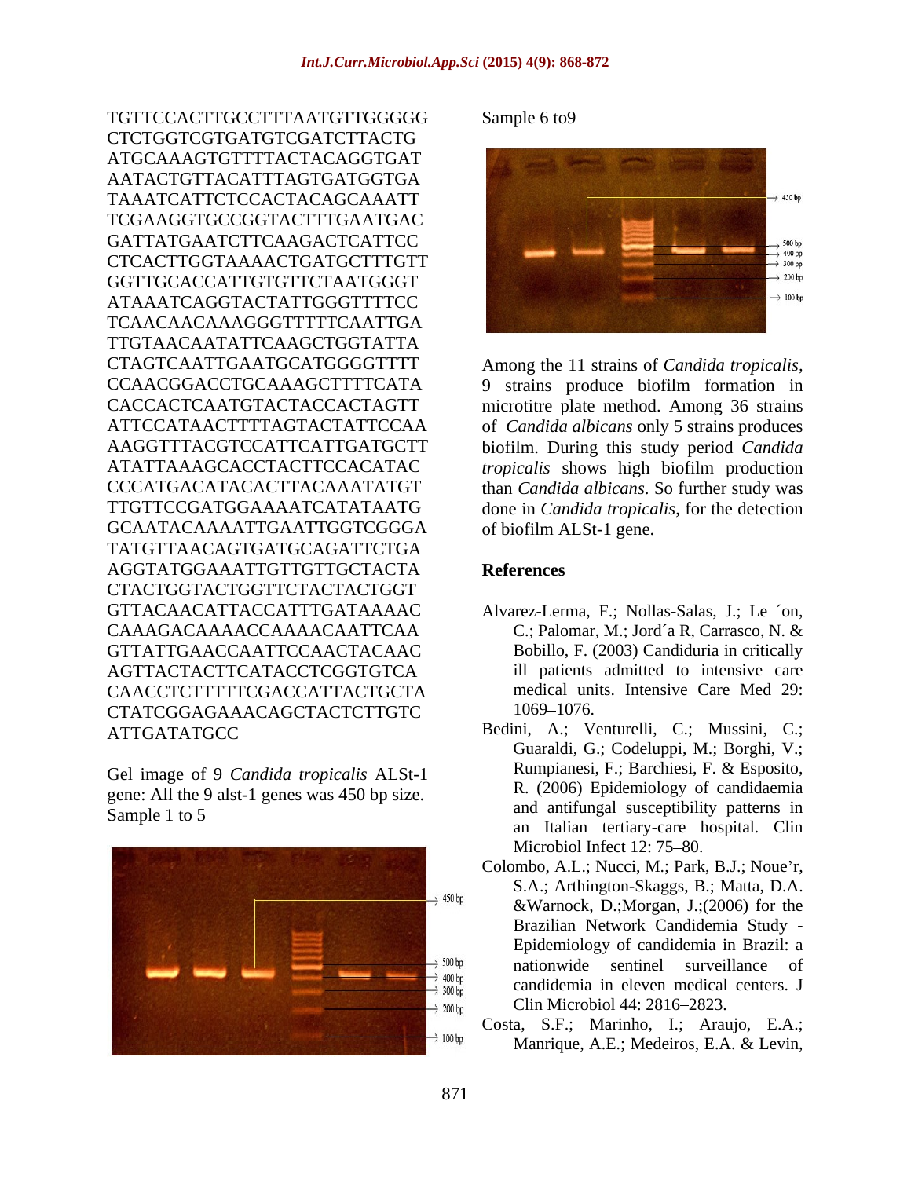```
TGTTCCACTTGCCTTTAATGTTGGGGG
CTCTGGTCGTGATGTCGATCTTACTG
ATGCAAAGTGTTTTACTACAGGTGAT
AATACTGTTACATTTAGTGATGGTGA
TAAATCATTCTCCACTACAGCAAATT
TCGAAGGTGCCGGTACTTTGAATGAC
GATTATGAATCTTCAAGACTCATTCC
CTCACTTGGTAAAACTGATGCTTTGTT
GGTTGCACCATTGTGTTCTAATGGGT
ATAAATCAGGTACTATTGGGTTTTCC
TCAACAACAAAGGGTTTTTCAATTGA
TTGTAACAATATTCAAGCTGGTATTA
CTAGTCAATTGAATGCATGGGGTTTT
CCAACGGACCTGCAAAGCTTTTCATA
CACCACTCAATGTACTACCACTAGTT
ATTCCATAACTTTTAGTACTATTCCAA
AAGGTTTACGTCCATTCATTGATGCTT
ATATTAAAGCACCTACTTCCACATAC
CCCATGACATACACTTACAAATATGT
TTGTTCCGATGGAAAATCATATAATG
GCAATACAAAATTGAATTGGTCGGGA
TATGTTAACAGTGATGCAGATTCTGA
AGGTATGGAAATTGTTGTTGCTACTA
CTACTGGTACTGGTTCTACTACTGGT
GTTACAACATTACCATTTGATAAAAC
CAAAGACAAAACCAAAACAATTCAA
GTTATTGAACCAATTCCAACTACAAC
AGTTACTACTTCATACCTCGGTGTCA
CAACCTCTTTTTCGACCATTACTGCTA
CTATCGGAGAAACAGCTACTCTTGTC
ATTGATATGCC
```

Gel image of 9 *Candida tropicalis* ALSt-1 gene: All the 9 alst-1 genes was 450 bp size.

Sample 1 to 5

Sample 6 to9

Among the 11 strains of *Candida tropicalis*, 9 strains produce biofilm formation in microtitre plate method. Among 36 strains of *Candida albicans* only 5 strains produces biofilm. During this study period *Candida tropicalis* shows high biofilm production than *Candida albicans*. So further study was done in *Candida tropicalis*, for the detection of biofilm ALSt-1 gene.

## References

Alvarez-Lerma, F.; Nollas-Salas, J.; Le ´on, C.; Palomar, M.; Jord´a R, Carrasco, N. & Bobillo, F. (2003) Candiduria in critically ill patients admitted to intensive care medical units. Intensive Care Med 29: 1069–1076.

Bedini, A.; Venturelli, C.; Mussini, C.; Guaraldi, G.; Codeluppi, M.; Borghi, V.; Rumpianesi, F.; Barchiesi, F. & Esposito, R. (2006) Epidemiology of candidaemia and antifungal susceptibility patterns in an Italian tertiary-care hospital. Clin Microbiol Infect 12: 75–80.

Colombo, A.L.; Nucci, M.; Park, B.J.; Noue'r, S.A.; Arthington-Skaggs, B.; Matta, D.A. &Warnock, D.;Morgan, J.;(2006) for the Brazilian Network Candidemia Study - Epidemiology of candidemia in Brazil: a nationwide sentinel surveillance of candidemia in eleven medical centers. J Clin Microbiol 44: 2816–2823.

Costa, S.F.; Marinho, I.; Araujo, E.A.; Manrique, A.E.; Medeiros, E.A. & Levin,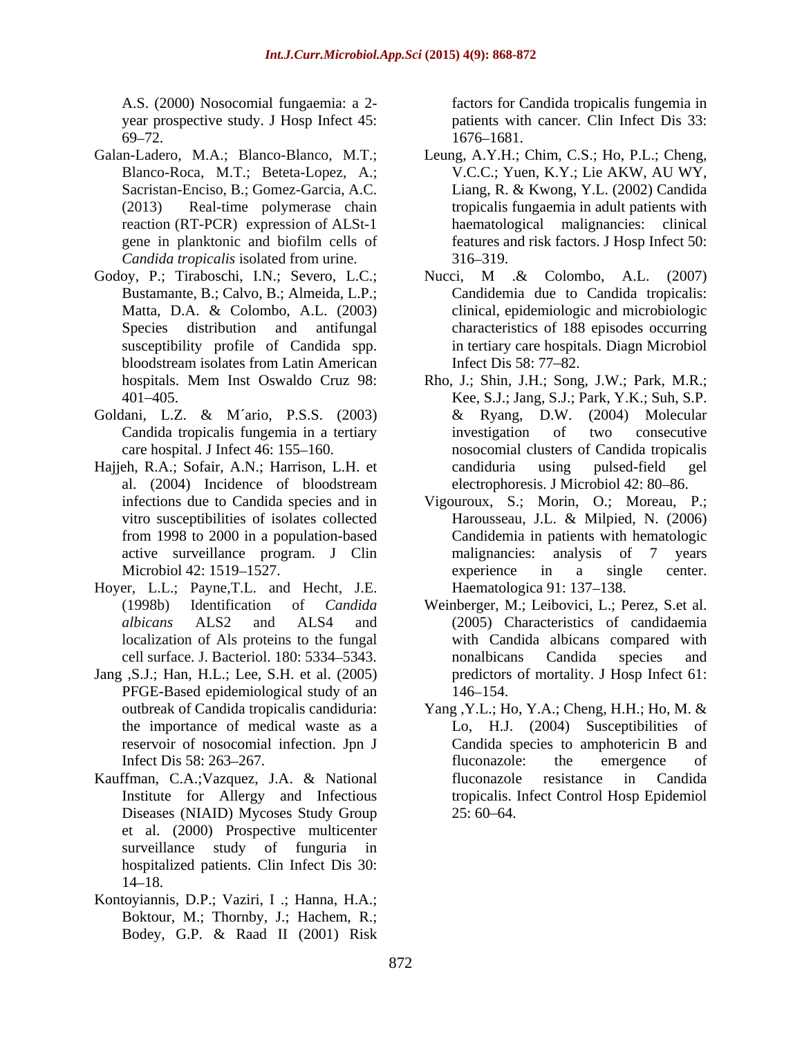A.S. (2000) Nosocomial fungaemia: a 2-year prospective study. J Hosp Infect 45: 69–72.

Galan-Ladero, M.A.; Blanco-Blanco, M.T.; Blanco-Roca, M.T.; Beteta-Lopez, A.; Sacristan-Enciso, B.; Gomez-Garcia, A.C. (2013) Real-time polymerase chain reaction (RT-PCR) expression of ALSt-1 gene in planktonic and biofilm cells of *Candida tropicalis* isolated from urine.

Godoy, P.; Tiraboschi, I.N.; Severo, L.C.; Bustamante, B.; Calvo, B.; Almeida, L.P.; Matta, D.A. & Colombo, A.L. (2003) Species distribution and antifungal susceptibility profile of Candida spp. bloodstream isolates from Latin American hospitals. Mem Inst Oswaldo Cruz 98: 401–405.

Goldani, L.Z. & M´ario, P.S.S. (2003) Candida tropicalis fungemia in a tertiary care hospital. J Infect 46: 155–160.

Hajjeh, R.A.; Sofair, A.N.; Harrison, L.H. et al. (2004) Incidence of bloodstream infections due to Candida species and in vitro susceptibilities of isolates collected from 1998 to 2000 in a population-based active surveillance program. J Clin Microbiol 42: 1519–1527.

Hoyer, L.L.; Payne,T.L. and Hecht, J.E. (1998b) Identification of *Candida albicans* ALS2 and ALS4 and localization of Als proteins to the fungal cell surface. J. Bacteriol. 180: 5334–5343.

Jang ,S.J.; Han, H.L.; Lee, S.H. et al. (2005) PFGE-Based epidemiological study of an outbreak of Candida tropicalis candiduria: the importance of medical waste as a reservoir of nosocomial infection. Jpn J Infect Dis 58: 263–267.

Kauffman, C.A.;Vazquez, J.A. & National Institute for Allergy and Infectious Diseases (NIAID) Mycoses Study Group et al. (2000) Prospective multicenter surveillance study of funguria in hospitalized patients. Clin Infect Dis 30: 14–18.

Kontoyiannis, D.P.; Vaziri, I .; Hanna, H.A.; Boktour, M.; Thornby, J.; Hachem, R.; Bodey, G.P. & Raad II (2001) Risk factors for Candida tropicalis fungemia in patients with cancer. Clin Infect Dis 33: 1676–1681.

Leung, A.Y.H.; Chim, C.S.; Ho, P.L.; Cheng, V.C.C.; Yuen, K.Y.; Lie AKW, AU WY, Liang, R. & Kwong, Y.L. (2002) Candida tropicalis fungaemia in adult patients with haematological malignancies: clinical features and risk factors. J Hosp Infect 50: 316–319.

Nucci, M .& Colombo, A.L. (2007) Candidemia due to Candida tropicalis: clinical, epidemiologic and microbiologic characteristics of 188 episodes occurring in tertiary care hospitals. Diagn Microbiol Infect Dis 58: 77–82.

Rho, J.; Shin, J.H.; Song, J.W.; Park, M.R.; Kee, S.J.; Jang, S.J.; Park, Y.K.; Suh, S.P. & Ryang, D.W. (2004) Molecular investigation of two consecutive nosocomial clusters of Candida tropicalis candiduria using pulsed-field gel electrophoresis. J Microbiol 42: 80–86.

Vigouroux, S.; Morin, O.; Moreau, P.; Harousseau, J.L. & Milpied, N. (2006) Candidemia in patients with hematologic malignancies: analysis of 7 years experience in a single center. Haematologica 91: 137–138.

Weinberger, M.; Leibovici, L.; Perez, S.et al. (2005) Characteristics of candidaemia with Candida albicans compared with nonalbicans Candida species and predictors of mortality. J Hosp Infect 61: 146–154.

Yang ,Y.L.; Ho, Y.A.; Cheng, H.H.; Ho, M. & Lo, H.J. (2004) Susceptibilities of Candida species to amphotericin B and fluconazole: the emergence of fluconazole resistance in Candida tropicalis. Infect Control Hosp Epidemiol 25: 60–64.